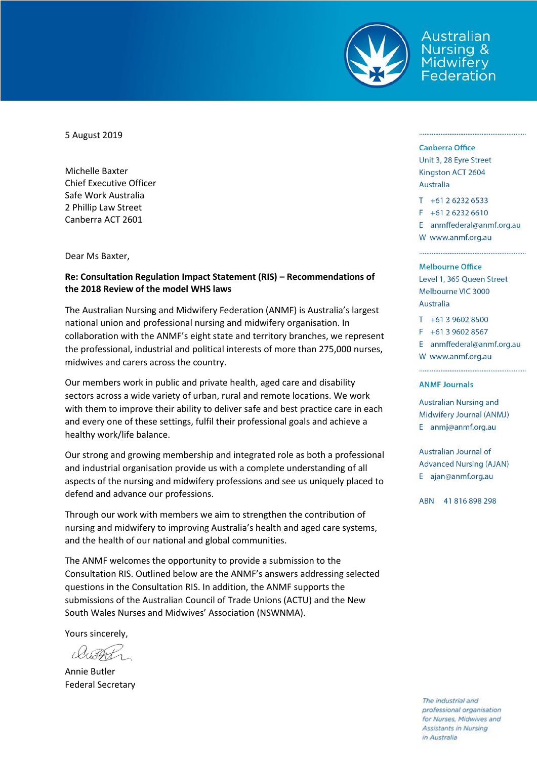Australian Nursing & Midwifery Federation

5 August 2019

Michelle Baxter
Chief Executive Officer
Safe Work Australia
2 Phillip Law Street
Canberra ACT 2601

**Canberra Office**
Unit 3, 28 Eyre Street
Kingston ACT 2604
Australia

T +61 2 6232 6533
F +61 2 6232 6610
E anmffederal@anmf.org.au
W www.anmf.org.au

**Melbourne Office**
Level 1, 365 Queen Street
Melbourne VIC 3000
Australia

T +61 3 9602 8500
F +61 3 9602 8567
E anmffederal@anmf.org.au
W www.anmf.org.au

**ANMF Journals**

Australian Nursing and Midwifery Journal (ANMJ)
E anmj@anmf.org.au

Australian Journal of Advanced Nursing (AJAN)
E ajan@anmf.org.au

ABN 41 816 898 298

Dear Ms Baxter,

**Re: Consultation Regulation Impact Statement (RIS) – Recommendations of the 2018 Review of the model WHS laws**

The Australian Nursing and Midwifery Federation (ANMF) is Australia's largest national union and professional nursing and midwifery organisation. In collaboration with the ANMF's eight state and territory branches, we represent the professional, industrial and political interests of more than 275,000 nurses, midwives and carers across the country.

Our members work in public and private health, aged care and disability sectors across a wide variety of urban, rural and remote locations. We work with them to improve their ability to deliver safe and best practice care in each and every one of these settings, fulfil their professional goals and achieve a healthy work/life balance.

Our strong and growing membership and integrated role as both a professional and industrial organisation provide us with a complete understanding of all aspects of the nursing and midwifery professions and see us uniquely placed to defend and advance our professions.

Through our work with members we aim to strengthen the contribution of nursing and midwifery to improving Australia's health and aged care systems, and the health of our national and global communities.

The ANMF welcomes the opportunity to provide a submission to the Consultation RIS. Outlined below are the ANMF's answers addressing selected questions in the Consultation RIS. In addition, the ANMF supports the submissions of the Australian Council of Trade Unions (ACTU) and the New South Wales Nurses and Midwives' Association (NSWNMA).

Yours sincerely,

Annie Butler
Federal Secretary

*The industrial and professional organisation for Nurses, Midwives and Assistants in Nursing in Australia*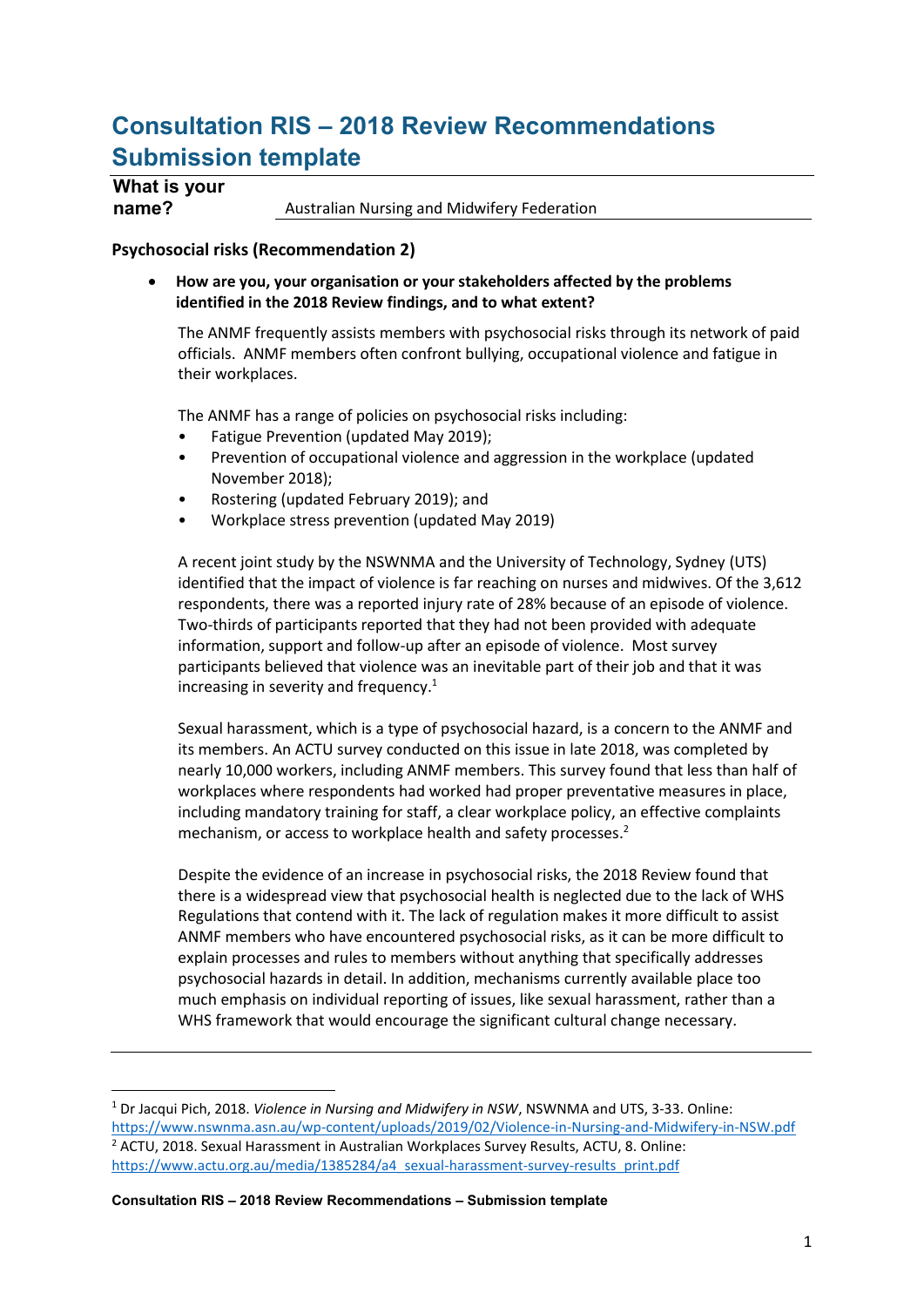# Consultation RIS – 2018 Review Recommendations Submission template

**What is your name?** Australian Nursing and Midwifery Federation

### Psychosocial risks (Recommendation 2)

- **How are you, your organisation or your stakeholders affected by the problems identified in the 2018 Review findings, and to what extent?**

The ANMF frequently assists members with psychosocial risks through its network of paid officials. ANMF members often confront bullying, occupational violence and fatigue in their workplaces.

The ANMF has a range of policies on psychosocial risks including:

- Fatigue Prevention (updated May 2019);
- Prevention of occupational violence and aggression in the workplace (updated November 2018);
- Rostering (updated February 2019); and
- Workplace stress prevention (updated May 2019)

A recent joint study by the NSWNMA and the University of Technology, Sydney (UTS) identified that the impact of violence is far reaching on nurses and midwives. Of the 3,612 respondents, there was a reported injury rate of 28% because of an episode of violence. Two-thirds of participants reported that they had not been provided with adequate information, support and follow-up after an episode of violence. Most survey participants believed that violence was an inevitable part of their job and that it was increasing in severity and frequency.[1]

Sexual harassment, which is a type of psychosocial hazard, is a concern to the ANMF and its members. An ACTU survey conducted on this issue in late 2018, was completed by nearly 10,000 workers, including ANMF members. This survey found that less than half of workplaces where respondents had worked had proper preventative measures in place, including mandatory training for staff, a clear workplace policy, an effective complaints mechanism, or access to workplace health and safety processes.[2]

Despite the evidence of an increase in psychosocial risks, the 2018 Review found that there is a widespread view that psychosocial health is neglected due to the lack of WHS Regulations that contend with it. The lack of regulation makes it more difficult to assist ANMF members who have encountered psychosocial risks, as it can be more difficult to explain processes and rules to members without anything that specifically addresses psychosocial hazards in detail. In addition, mechanisms currently available place too much emphasis on individual reporting of issues, like sexual harassment, rather than a WHS framework that would encourage the significant cultural change necessary.

---

[1] Dr Jacqui Pich, 2018. *Violence in Nursing and Midwifery in NSW*, NSWNMA and UTS, 3-33. Online: https://www.nswnma.asn.au/wp-content/uploads/2019/02/Violence-in-Nursing-and-Midwifery-in-NSW.pdf

[2] ACTU, 2018. Sexual Harassment in Australian Workplaces Survey Results, ACTU, 8. Online: https://www.actu.org.au/media/1385284/a4_sexual-harassment-survey-results_print.pdf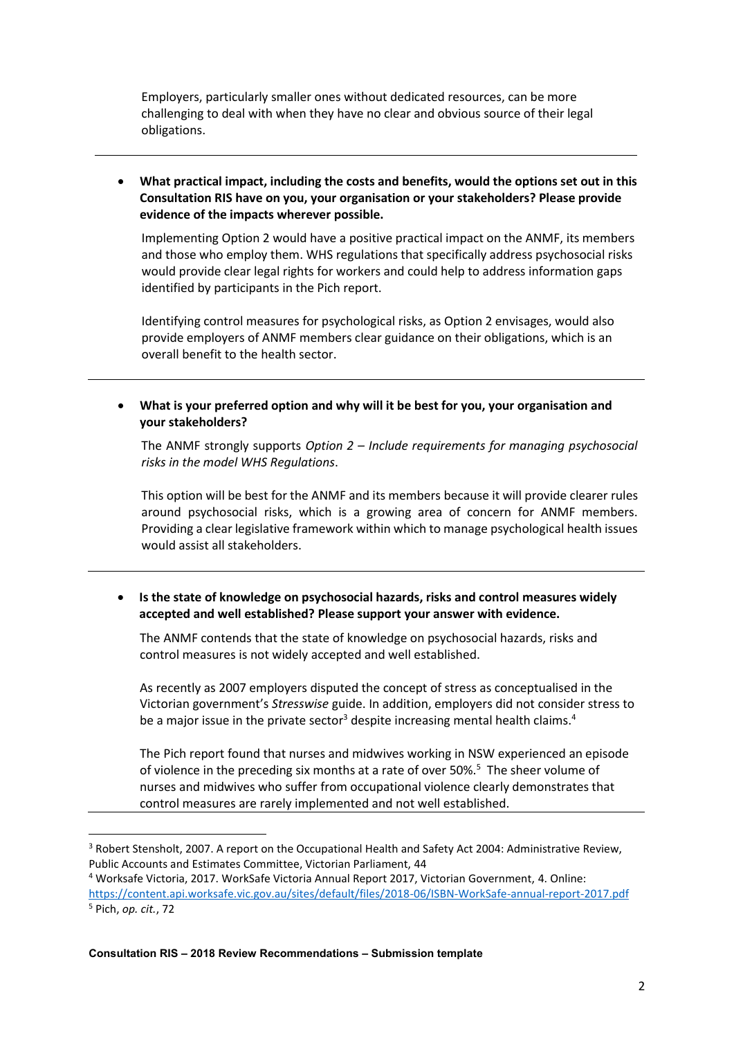Employers, particularly smaller ones without dedicated resources, can be more challenging to deal with when they have no clear and obvious source of their legal obligations.

---

- **What practical impact, including the costs and benefits, would the options set out in this Consultation RIS have on you, your organisation or your stakeholders? Please provide evidence of the impacts wherever possible.**

  Implementing Option 2 would have a positive practical impact on the ANMF, its members and those who employ them. WHS regulations that specifically address psychosocial risks would provide clear legal rights for workers and could help to address information gaps identified by participants in the Pich report.

  Identifying control measures for psychological risks, as Option 2 envisages, would also provide employers of ANMF members clear guidance on their obligations, which is an overall benefit to the health sector.

---

- **What is your preferred option and why will it be best for you, your organisation and your stakeholders?**

  The ANMF strongly supports *Option 2 – Include requirements for managing psychosocial risks in the model WHS Regulations*.

  This option will be best for the ANMF and its members because it will provide clearer rules around psychosocial risks, which is a growing area of concern for ANMF members. Providing a clear legislative framework within which to manage psychological health issues would assist all stakeholders.

---

- **Is the state of knowledge on psychosocial hazards, risks and control measures widely accepted and well established? Please support your answer with evidence.**

  The ANMF contends that the state of knowledge on psychosocial hazards, risks and control measures is not widely accepted and well established.

  As recently as 2007 employers disputed the concept of stress as conceptualised in the Victorian government's *Stresswise* guide. In addition, employers did not consider stress to be a major issue in the private sector[3] despite increasing mental health claims.[4]

  The Pich report found that nurses and midwives working in NSW experienced an episode of violence in the preceding six months at a rate of over 50%.[5] The sheer volume of nurses and midwives who suffer from occupational violence clearly demonstrates that control measures are rarely implemented and not well established.

---

[3] Robert Stensholt, 2007. A report on the Occupational Health and Safety Act 2004: Administrative Review, Public Accounts and Estimates Committee, Victorian Parliament, 44

[4] Worksafe Victoria, 2017. WorkSafe Victoria Annual Report 2017, Victorian Government, 4. Online: https://content.api.worksafe.vic.gov.au/sites/default/files/2018-06/ISBN-WorkSafe-annual-report-2017.pdf

[5] Pich, *op. cit.*, 72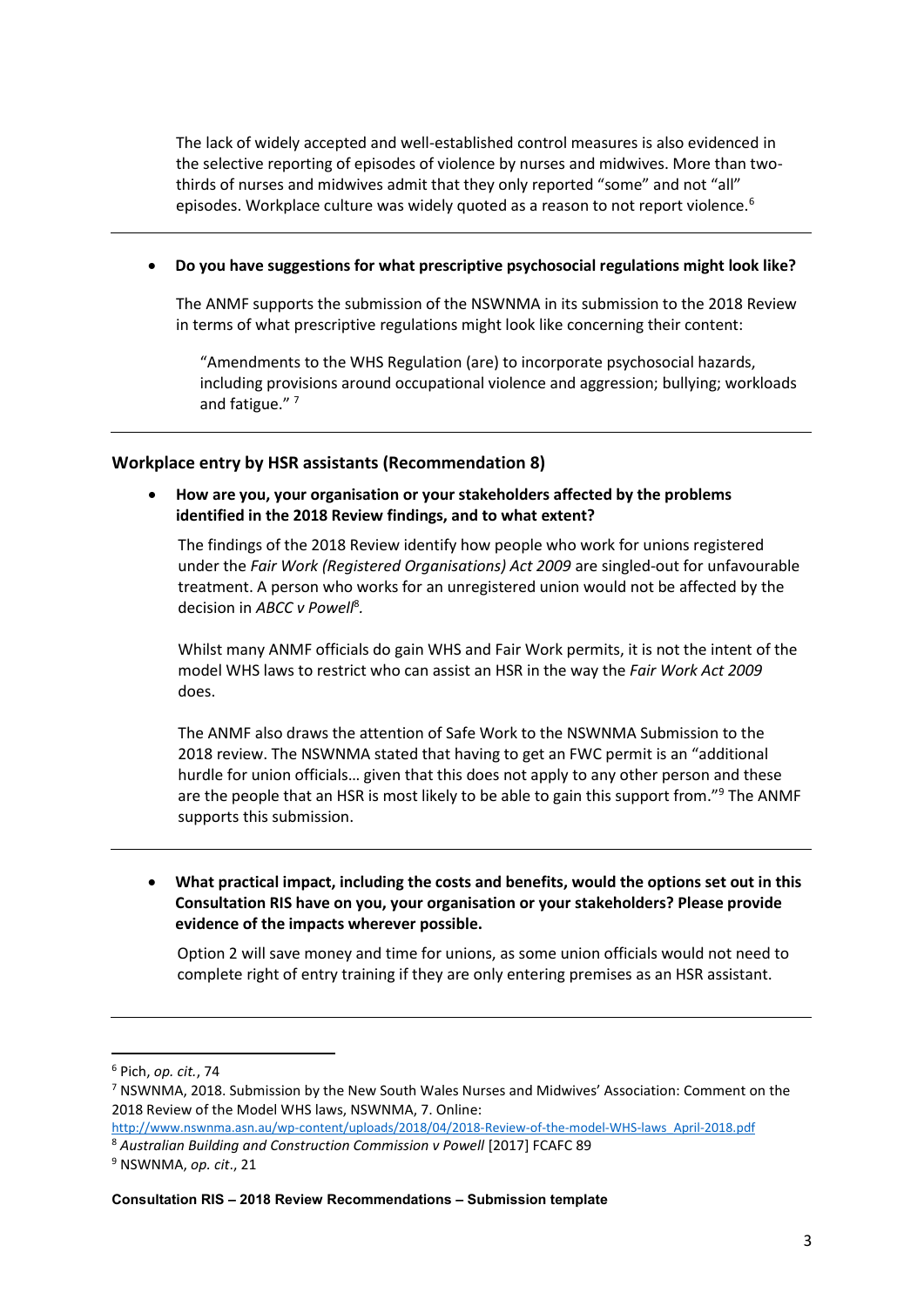The lack of widely accepted and well-established control measures is also evidenced in the selective reporting of episodes of violence by nurses and midwives. More than two-thirds of nurses and midwives admit that they only reported "some" and not "all" episodes. Workplace culture was widely quoted as a reason to not report violence.[6]

---

- **Do you have suggestions for what prescriptive psychosocial regulations might look like?**

The ANMF supports the submission of the NSWNMA in its submission to the 2018 Review in terms of what prescriptive regulations might look like concerning their content:

> "Amendments to the WHS Regulation (are) to incorporate psychosocial hazards, including provisions around occupational violence and aggression; bullying; workloads and fatigue." [7]

---

### Workplace entry by HSR assistants (Recommendation 8)

- **How are you, your organisation or your stakeholders affected by the problems identified in the 2018 Review findings, and to what extent?**

The findings of the 2018 Review identify how people who work for unions registered under the *Fair Work (Registered Organisations) Act 2009* are singled-out for unfavourable treatment. A person who works for an unregistered union would not be affected by the decision in *ABCC v Powell*[8].

Whilst many ANMF officials do gain WHS and Fair Work permits, it is not the intent of the model WHS laws to restrict who can assist an HSR in the way the *Fair Work Act 2009* does.

The ANMF also draws the attention of Safe Work to the NSWNMA Submission to the 2018 review. The NSWNMA stated that having to get an FWC permit is an "additional hurdle for union officials… given that this does not apply to any other person and these are the people that an HSR is most likely to be able to gain this support from."[9] The ANMF supports this submission.

---

- **What practical impact, including the costs and benefits, would the options set out in this Consultation RIS have on you, your organisation or your stakeholders? Please provide evidence of the impacts wherever possible.**

Option 2 will save money and time for unions, as some union officials would not need to complete right of entry training if they are only entering premises as an HSR assistant.

---

[6] Pich, *op. cit.*, 74

[7] NSWNMA, 2018. Submission by the New South Wales Nurses and Midwives' Association: Comment on the 2018 Review of the Model WHS laws, NSWNMA, 7. Online: http://www.nswnma.asn.au/wp-content/uploads/2018/04/2018-Review-of-the-model-WHS-laws_April-2018.pdf

[8] *Australian Building and Construction Commission v Powell* [2017] FCAFC 89

[9] NSWNMA, *op. cit*., 21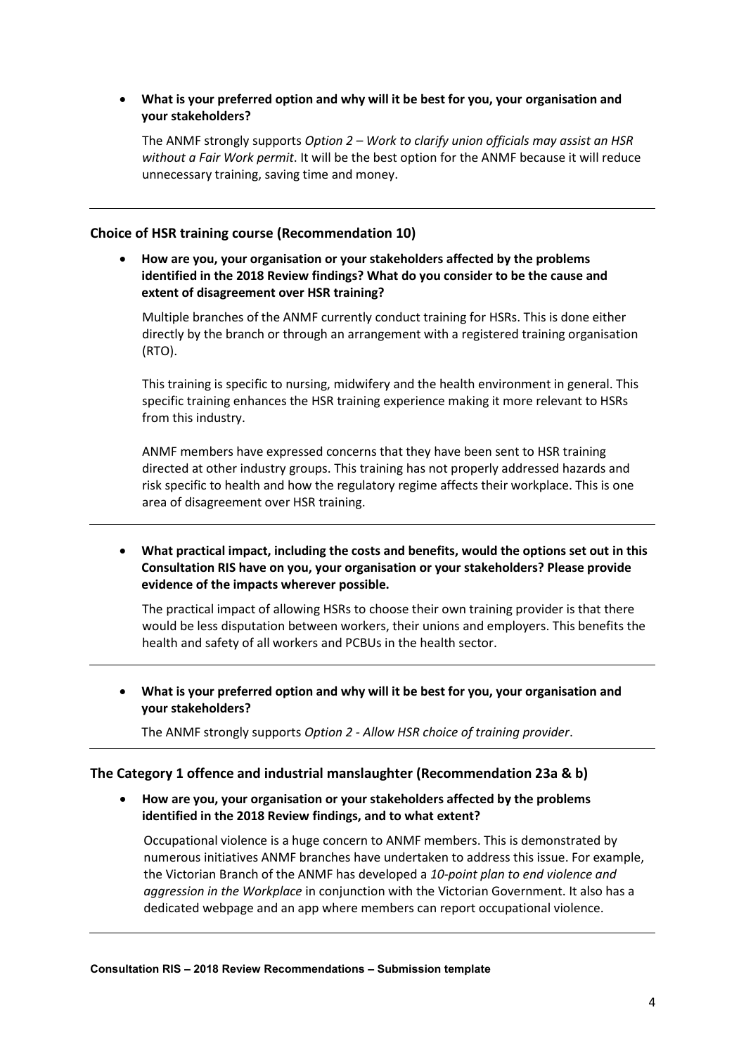- **What is your preferred option and why will it be best for you, your organisation and your stakeholders?**

  The ANMF strongly supports *Option 2 – Work to clarify union officials may assist an HSR without a Fair Work permit*. It will be the best option for the ANMF because it will reduce unnecessary training, saving time and money.

---

### Choice of HSR training course (Recommendation 10)

- **How are you, your organisation or your stakeholders affected by the problems identified in the 2018 Review findings? What do you consider to be the cause and extent of disagreement over HSR training?**

  Multiple branches of the ANMF currently conduct training for HSRs. This is done either directly by the branch or through an arrangement with a registered training organisation (RTO).

  This training is specific to nursing, midwifery and the health environment in general. This specific training enhances the HSR training experience making it more relevant to HSRs from this industry.

  ANMF members have expressed concerns that they have been sent to HSR training directed at other industry groups. This training has not properly addressed hazards and risk specific to health and how the regulatory regime affects their workplace. This is one area of disagreement over HSR training.

---

- **What practical impact, including the costs and benefits, would the options set out in this Consultation RIS have on you, your organisation or your stakeholders? Please provide evidence of the impacts wherever possible.**

  The practical impact of allowing HSRs to choose their own training provider is that there would be less disputation between workers, their unions and employers. This benefits the health and safety of all workers and PCBUs in the health sector.

---

- **What is your preferred option and why will it be best for you, your organisation and your stakeholders?**

  The ANMF strongly supports *Option 2 - Allow HSR choice of training provider*.

---

### The Category 1 offence and industrial manslaughter (Recommendation 23a & b)

- **How are you, your organisation or your stakeholders affected by the problems identified in the 2018 Review findings, and to what extent?**

  Occupational violence is a huge concern to ANMF members. This is demonstrated by numerous initiatives ANMF branches have undertaken to address this issue. For example, the Victorian Branch of the ANMF has developed a *10-point plan to end violence and aggression in the Workplace* in conjunction with the Victorian Government. It also has a dedicated webpage and an app where members can report occupational violence.

---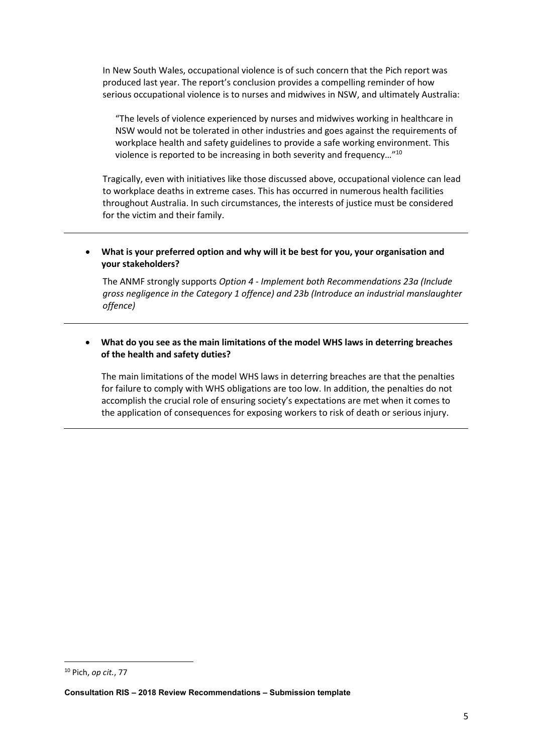In New South Wales, occupational violence is of such concern that the Pich report was produced last year. The report's conclusion provides a compelling reminder of how serious occupational violence is to nurses and midwives in NSW, and ultimately Australia:

> "The levels of violence experienced by nurses and midwives working in healthcare in NSW would not be tolerated in other industries and goes against the requirements of workplace health and safety guidelines to provide a safe working environment. This violence is reported to be increasing in both severity and frequency…"[10]

Tragically, even with initiatives like those discussed above, occupational violence can lead to workplace deaths in extreme cases. This has occurred in numerous health facilities throughout Australia. In such circumstances, the interests of justice must be considered for the victim and their family.

---

- **What is your preferred option and why will it be best for you, your organisation and your stakeholders?**

The ANMF strongly supports *Option 4 - Implement both Recommendations 23a (Include gross negligence in the Category 1 offence) and 23b (Introduce an industrial manslaughter offence)*

---

- **What do you see as the main limitations of the model WHS laws in deterring breaches of the health and safety duties?**

The main limitations of the model WHS laws in deterring breaches are that the penalties for failure to comply with WHS obligations are too low. In addition, the penalties do not accomplish the crucial role of ensuring society's expectations are met when it comes to the application of consequences for exposing workers to risk of death or serious injury.

---

[10] Pich, *op cit.*, 77

**Consultation RIS – 2018 Review Recommendations – Submission template**